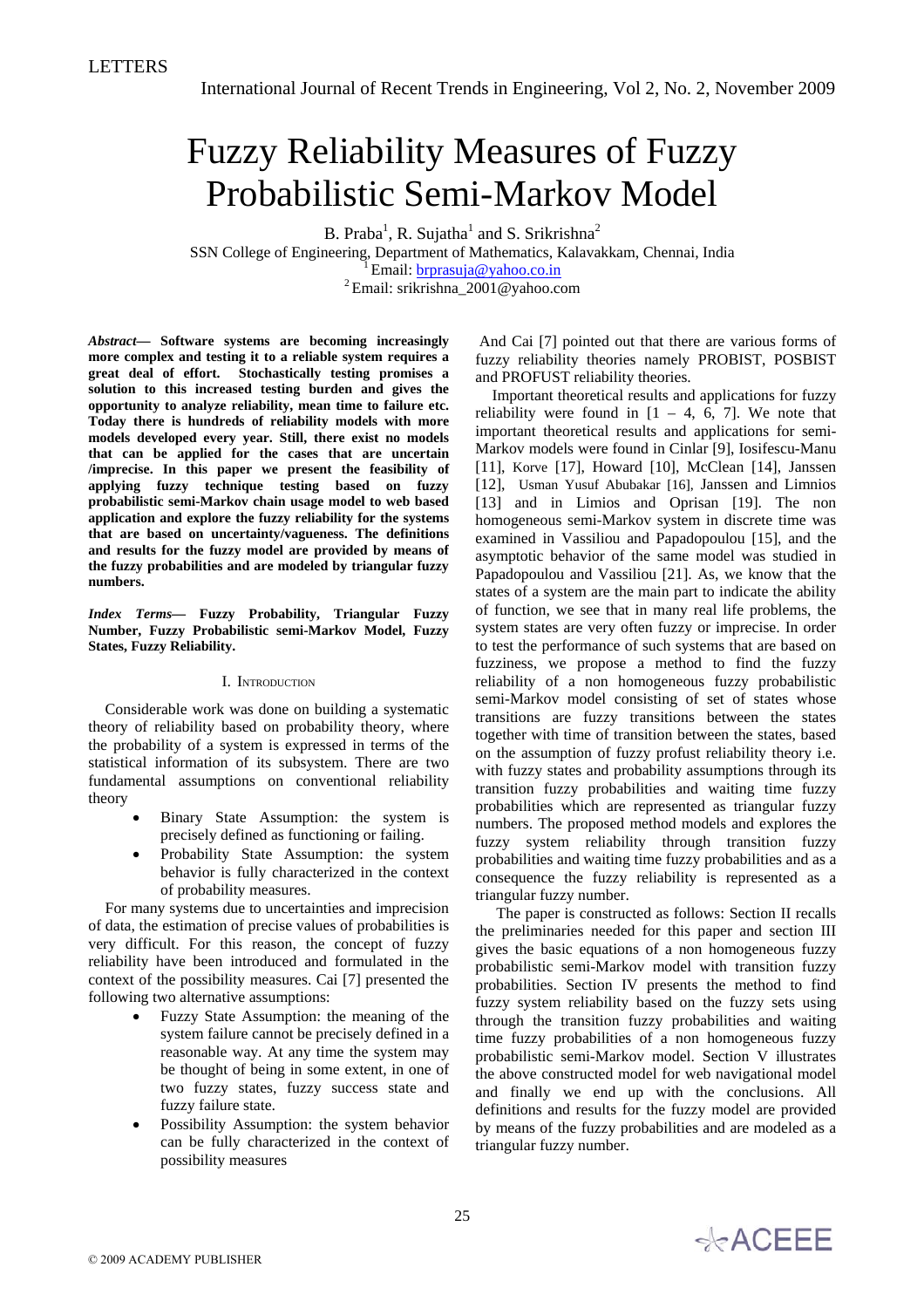LETTERS

# Fuzzy Reliability Measures of Fuzzy Probabilistic Semi-Markov Model

B. Praba[1], R. Sujatha[1] and S. Srikrishna[2]

SSN College of Engineering, Department of Mathematics, Kalavakkam, Chennai, India

[1] Email: brprasuja@yahoo.co.in

[2] Email: srikrishna_2001@yahoo.com

***Abstract*— Software systems are becoming increasingly more complex and testing it to a reliable system requires a great deal of effort. Stochastically testing promises a solution to this increased testing burden and gives the opportunity to analyze reliability, mean time to failure etc. Today there is hundreds of reliability models with more models developed every year. Still, there exist no models that can be applied for the cases that are uncertain /imprecise. In this paper we present the feasibility of applying fuzzy technique testing based on fuzzy probabilistic semi-Markov chain usage model to web based application and explore the fuzzy reliability for the systems that are based on uncertainty/vagueness. The definitions and results for the fuzzy model are provided by means of the fuzzy probabilities and are modeled by triangular fuzzy numbers.**

***Index Terms*— Fuzzy Probability, Triangular Fuzzy Number, Fuzzy Probabilistic semi-Markov Model, Fuzzy States, Fuzzy Reliability.**

## I. Introduction

Considerable work was done on building a systematic theory of reliability based on probability theory, where the probability of a system is expressed in terms of the statistical information of its subsystem. There are two fundamental assumptions on conventional reliability theory

- Binary State Assumption: the system is precisely defined as functioning or failing.
- Probability State Assumption: the system behavior is fully characterized in the context of probability measures.

For many systems due to uncertainties and imprecision of data, the estimation of precise values of probabilities is very difficult. For this reason, the concept of fuzzy reliability have been introduced and formulated in the context of the possibility measures. Cai [7] presented the following two alternative assumptions:

- Fuzzy State Assumption: the meaning of the system failure cannot be precisely defined in a reasonable way. At any time the system may be thought of being in some extent, in one of two fuzzy states, fuzzy success state and fuzzy failure state.
- Possibility Assumption: the system behavior can be fully characterized in the context of possibility measures

And Cai [7] pointed out that there are various forms of fuzzy reliability theories namely PROBIST, POSBIST and PROFUST reliability theories.

Important theoretical results and applications for fuzzy reliability were found in [1 – 4, 6, 7]. We note that important theoretical results and applications for semi-Markov models were found in Cinlar [9], Iosifescu-Manu [11], Korve [17], Howard [10], McClean [14], Janssen [12], Usman Yusuf Abubakar [16], Janssen and Limnios [13] and in Limios and Oprisan [19]. The non homogeneous semi-Markov system in discrete time was examined in Vassiliou and Papadopoulou [15], and the asymptotic behavior of the same model was studied in Papadopoulou and Vassiliou [21]. As, we know that the states of a system are the main part to indicate the ability of function, we see that in many real life problems, the system states are very often fuzzy or imprecise. In order to test the performance of such systems that are based on fuzziness, we propose a method to find the fuzzy reliability of a non homogeneous fuzzy probabilistic semi-Markov model consisting of set of states whose transitions are fuzzy transitions between the states together with time of transition between the states, based on the assumption of fuzzy profust reliability theory i.e. with fuzzy states and probability assumptions through its transition fuzzy probabilities and waiting time fuzzy probabilities which are represented as triangular fuzzy numbers. The proposed method models and explores the fuzzy system reliability through transition fuzzy probabilities and waiting time fuzzy probabilities and as a consequence the fuzzy reliability is represented as a triangular fuzzy number.

The paper is constructed as follows: Section II recalls the preliminaries needed for this paper and section III gives the basic equations of a non homogeneous fuzzy probabilistic semi-Markov model with transition fuzzy probabilities. Section IV presents the method to find fuzzy system reliability based on the fuzzy sets using through the transition fuzzy probabilities and waiting time fuzzy probabilities of a non homogeneous fuzzy probabilistic semi-Markov model. Section V illustrates the above constructed model for web navigational model and finally we end up with the conclusions. All definitions and results for the fuzzy model are provided by means of the fuzzy probabilities and are modeled as a triangular fuzzy number.

© 2009 ACADEMY PUBLISHER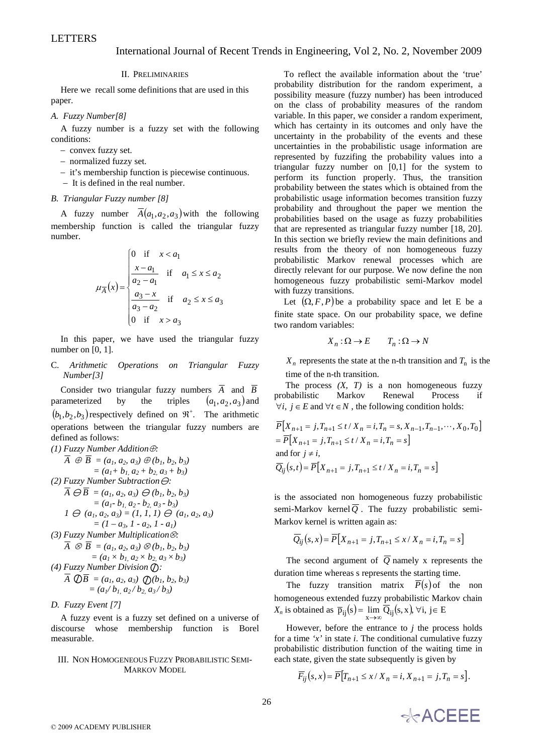## II. PRELIMINARIES

Here we recall some definitions that are used in this paper.

### *A. Fuzzy Number[8]*

A fuzzy number is a fuzzy set with the following conditions:

- convex fuzzy set.
- normalized fuzzy set.
- it's membership function is piecewise continuous.
- It is defined in the real number.

### *B. Triangular Fuzzy number [8]*

A fuzzy number $\overline{A}(a_1, a_2, a_3)$ with the following membership function is called the triangular fuzzy number.

$$\mu_{\overline{A}}(x) = \begin{cases} 0 & \text{if} \quad x < a_1 \\ \dfrac{x - a_1}{a_2 - a_1} & \text{if} \quad a_1 \le x \le a_2 \\ \dfrac{a_3 - x}{a_3 - a_2} & \text{if} \quad a_2 \le x \le a_3 \\ 0 & \text{if} \quad x > a_3 \end{cases}$$

In this paper, we have used the triangular fuzzy number on [0, 1].

### C. *Arithmetic Operations on Triangular Fuzzy Number[3]*

Consider two triangular fuzzy numbers $\overline{A}$ and $\overline{B}$ parameterized by the triples $(a_1, a_2, a_3)$ and $(b_1, b_2, b_3)$ respectively defined on $\Re^+$. The arithmetic operations between the triangular fuzzy numbers are defined as follows:

*(1) Fuzzy Number Addition* $\oplus$:

$\overline{A} \oplus \overline{B} = (a_1, a_2, a_3) \oplus (b_1, b_2, b_3)$
$= (a_1 + b_1, a_2 + b_2, a_3 + b_3)$

*(2) Fuzzy Number Subtraction* $\ominus$:

$\overline{A} \ominus \overline{B} = (a_1, a_2, a_3) \ominus (b_1, b_2, b_3)$
$= (a_1 - b_1, a_2 - b_2, a_3 - b_3)$

$1 \ominus (a_1, a_2, a_3) = (1, 1, 1) \ominus (a_1, a_2, a_3)$
$= (1 - a_3, 1 - a_2, 1 - a_1)$

*(3) Fuzzy Number Multiplication* $\otimes$:

$\overline{A} \otimes \overline{B} = (a_1, a_2, a_3) \otimes (b_1, b_2, b_3)$
$= (a_1 \times b_1, a_2 \times b_2, a_3 \times b_3)$

*(4) Fuzzy Number Division* $\oslash$:

$\overline{A} \oslash \overline{B} = (a_1, a_2, a_3) \oslash (b_1, b_2, b_3)$
$= (a_1 / b_1, a_2 / b_2, a_3 / b_3)$

### *D. Fuzzy Event [7]*

A fuzzy event is a fuzzy set defined on a universe of discourse whose membership function is Borel measurable.

## III. NON HOMOGENEOUS FUZZY PROBABILISTIC SEMI-MARKOV MODEL

To reflect the available information about the 'true' probability distribution for the random experiment, a possibility measure (fuzzy number) has been introduced on the class of probability measures of the random variable. In this paper, we consider a random experiment, which has certainty in its outcomes and only have the uncertainty in the probability of the events and these uncertainties in the probabilistic usage information are represented by fuzzifing the probability values into a triangular fuzzy number on [0,1] for the system to perform its function properly. Thus, the transition probability between the states which is obtained from the probabilistic usage information becomes transition fuzzy probability and throughout the paper we mention the probabilities based on the usage as fuzzy probabilities that are represented as triangular fuzzy number [18, 20]. In this section we briefly review the main definitions and results from the theory of non homogeneous fuzzy probabilistic Markov renewal processes which are directly relevant for our purpose. We now define the non homogeneous fuzzy probabilistic semi-Markov model with fuzzy transitions.

Let $(\Omega, F, P)$ be a probability space and let E be a finite state space. On our probability space, we define two random variables:

$$X_n : \Omega \to E \qquad T_n : \Omega \to N$$

$X_n$ represents the state at the n-th transition and $T_n$ is the time of the n-th transition.

The process *(X, T)* is a non homogeneous fuzzy probabilistic Markov Renewal Process if $\forall i,\ j \in E$ and $\forall t \in N$, the following condition holds:

$$\overline{P}\left[X_{n+1} = j, T_{n+1} \le t / X_n = i, T_n = s, X_{n-1}, T_{n-1}, \cdots, X_0, T_0\right]$$
$$= \overline{P}\left[X_{n+1} = j, T_{n+1} \le t / X_n = i, T_n = s\right]$$

and for $j \ne i$,

$$\overline{Q}_{ij}(s, t) = \overline{P}\left[X_{n+1} = j, T_{n+1} \le t / X_n = i, T_n = s\right]$$

is the associated non homogeneous fuzzy probabilistic semi-Markov kernel $\overline{Q}$. The fuzzy probabilistic semi-Markov kernel is written again as:

$$\overline{Q}_{ij}(s, x) = \overline{P}\left[X_{n+1} = j, T_{n+1} \le x / X_n = i, T_n = s\right]$$

The second argument of $\overline{Q}$ namely x represents the duration time whereas s represents the starting time.

The fuzzy transition matrix $\overline{P}(s)$ of the non homogeneous extended fuzzy probabilistic Markov chain $X_n$ is obtained as $\overline{p}_{ij}(s) = \lim\limits_{x \to \infty} \overline{Q}_{ij}(s, x),\ \forall i,\ j \in E$

However, before the entrance to *j* the process holds for a time *'x'* in state *i*. The conditional cumulative fuzzy probabilistic distribution function of the waiting time in each state, given the state subsequently is given by

$$\overline{F}_{ij}(s, x) = \overline{P}\left[T_{n+1} \le x / X_n = i, X_{n+1} = j, T_n = s\right].$$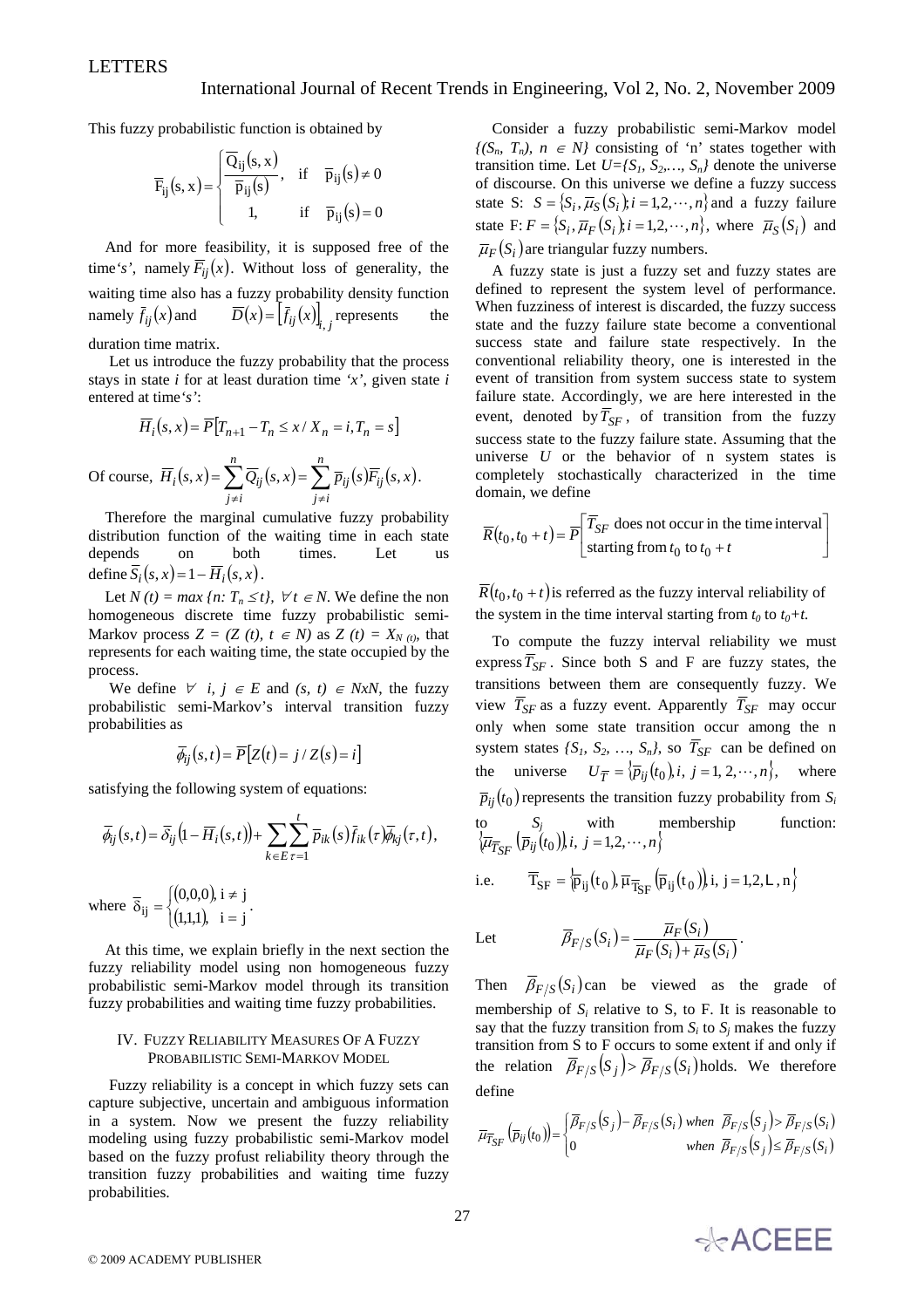This fuzzy probabilistic function is obtained by

$$\overline{F}_{ij}(s,x) = \begin{cases} \dfrac{\overline{Q}_{ij}(s,x)}{\overline{p}_{ij}(s)}, & \text{if} \quad \overline{p}_{ij}(s) \neq 0 \\ 1, & \text{if} \quad \overline{p}_{ij}(s) = 0 \end{cases}$$

And for more feasibility, it is supposed free of the time '*s*', namely $\overline{F}_{ij}(x)$. Without loss of generality, the waiting time also has a fuzzy probability density function namely $\overline{f}_{ij}(x)$ and $\overline{D}(x) = \left[\overline{f}_{ij}(x)\right]_{i,j}$ represents the duration time matrix.

Let us introduce the fuzzy probability that the process stays in state *i* for at least duration time '*x*', given state *i* entered at time '*s*':

$$\overline{H}_i(s,x) = \overline{P}\left[T_{n+1} - T_n \le x / X_n = i, T_n = s\right]$$

Of course, $\overline{H}_i(s,x) = \sum_{j \neq i}^{n} \overline{Q}_{ij}(s,x) = \sum_{j \neq i}^{n} \overline{p}_{ij}(s)\overline{F}_{ij}(s,x)$.

Therefore the marginal cumulative fuzzy probability distribution function of the waiting time in each state depends on both times. Let us define $\overline{S}_i(s,x) = 1 - \overline{H}_i(s,x)$.

Let $N(t) = max\{n: T_n \le t\}$, $\forall t \in N$. We define the non homogeneous discrete time fuzzy probabilistic semi-Markov process $Z = (Z(t), t \in N)$ as $Z(t) = X_{N(t)}$, that represents for each waiting time, the state occupied by the process.

We define $\forall\ i, j \in E$ and $(s, t) \in NxN$, the fuzzy probabilistic semi-Markov's interval transition fuzzy probabilities as

$$\overline{\phi}_{ij}(s,t) = \overline{P}\left[Z(t) = j / Z(s) = i\right]$$

satisfying the following system of equations:

$$\overline{\phi}_{ij}(s,t) = \overline{\delta}_{ij}\left(1 - \overline{H}_i(s,t)\right) + \sum_{k \in E}\sum_{\tau=1}^{t} \overline{p}_{ik}(s)\overline{f}_{ik}(\tau)\overline{\phi}_{kj}(\tau,t),$$

where $\overline{\delta}_{ij} = \begin{cases} (0,0,0), & i \neq j \\ (1,1,1), & i = j \end{cases}$.

At this time, we explain briefly in the next section the fuzzy reliability model using non homogeneous fuzzy probabilistic semi-Markov model through its transition fuzzy probabilities and waiting time fuzzy probabilities.

## IV. Fuzzy Reliability Measures Of A Fuzzy Probabilistic Semi-Markov Model

Fuzzy reliability is a concept in which fuzzy sets can capture subjective, uncertain and ambiguous information in a system. Now we present the fuzzy reliability modeling using fuzzy probabilistic semi-Markov model based on the fuzzy profust reliability theory through the transition fuzzy probabilities and waiting time fuzzy probabilities.

Consider a fuzzy probabilistic semi-Markov model $\{(S_n, T_n), n \in N\}$ consisting of 'n' states together with transition time. Let $U=\{S_1, S_2,\ldots, S_n\}$ denote the universe of discourse. On this universe we define a fuzzy success state S: $S = \{S_i, \overline{\mu}_S(S_i); i = 1,2,\cdots,n\}$ and a fuzzy failure state F: $F = \{S_i, \overline{\mu}_F(S_i); i = 1,2,\cdots,n\}$, where $\overline{\mu}_S(S_i)$ and $\overline{\mu}_F(S_i)$ are triangular fuzzy numbers.

A fuzzy state is just a fuzzy set and fuzzy states are defined to represent the system level of performance. When fuzziness of interest is discarded, the fuzzy success state and the fuzzy failure state become a conventional success state and failure state respectively. In the conventional reliability theory, one is interested in the event of transition from system success state to system failure state. Accordingly, we are here interested in the event, denoted by $\overline{T}_{SF}$, of transition from the fuzzy success state to the fuzzy failure state. Assuming that the universe $U$ or the behavior of n system states is completely stochastically characterized in the time domain, we define

$$\overline{R}(t_0, t_0 + t) = \overline{P}\left[\begin{array}{l}\overline{T}_{SF} \text{ does not occur in the time interval} \\ \text{starting from } t_0 \text{ to } t_0 + t\end{array}\right]$$

$\overline{R}(t_0, t_0 + t)$ is referred as the fuzzy interval reliability of the system in the time interval starting from $t_0$ to $t_0$+$t$.

To compute the fuzzy interval reliability we must express $\overline{T}_{SF}$. Since both S and F are fuzzy states, the transitions between them are consequently fuzzy. We view $\overline{T}_{SF}$ as a fuzzy event. Apparently $\overline{T}_{SF}$ may occur only when some state transition occur among the n system states $\{S_1, S_2, \ldots, S_n\}$, so $\overline{T}_{SF}$ can be defined on the universe $U_{\overline{T}} = \{\overline{p}_{ij}(t_0), i,\ j = 1, 2, \cdots, n\}$, where $\overline{p}_{ij}(t_0)$ represents the transition fuzzy probability from $S_i$ to $S_j$ with membership function: $\{\overline{\mu}_{\overline{T}_{SF}}(\overline{p}_{ij}(t_0)), i,\ j = 1,2,\cdots,n\}$

i.e. $\quad \overline{T}_{SF} = \{\overline{p}_{ij}(t_0), \overline{\mu}_{\overline{T}_{SF}}(\overline{p}_{ij}(t_0)), i,\ j = 1,2,\ldots,n\}$

Let
$$\overline{\beta}_{F/S}(S_i) = \frac{\overline{\mu}_F(S_i)}{\overline{\mu}_F(S_i) + \overline{\mu}_S(S_i)}.$$

Then $\overline{\beta}_{F/S}(S_i)$ can be viewed as the grade of membership of $S_i$ relative to S, to F. It is reasonable to say that the fuzzy transition from $S_i$ to $S_j$ makes the fuzzy transition from S to F occurs to some extent if and only if the relation $\overline{\beta}_{F/S}(S_j) > \overline{\beta}_{F/S}(S_i)$ holds. We therefore define

$$\overline{\mu}_{\overline{T}_{SF}}(\overline{p}_{ij}(t_0)) = \begin{cases} \overline{\beta}_{F/S}(S_j) - \overline{\beta}_{F/S}(S_i) & \text{when } \overline{\beta}_{F/S}(S_j) > \overline{\beta}_{F/S}(S_i) \\ 0 & \text{when } \overline{\beta}_{F/S}(S_j) \le \overline{\beta}_{F/S}(S_i) \end{cases}$$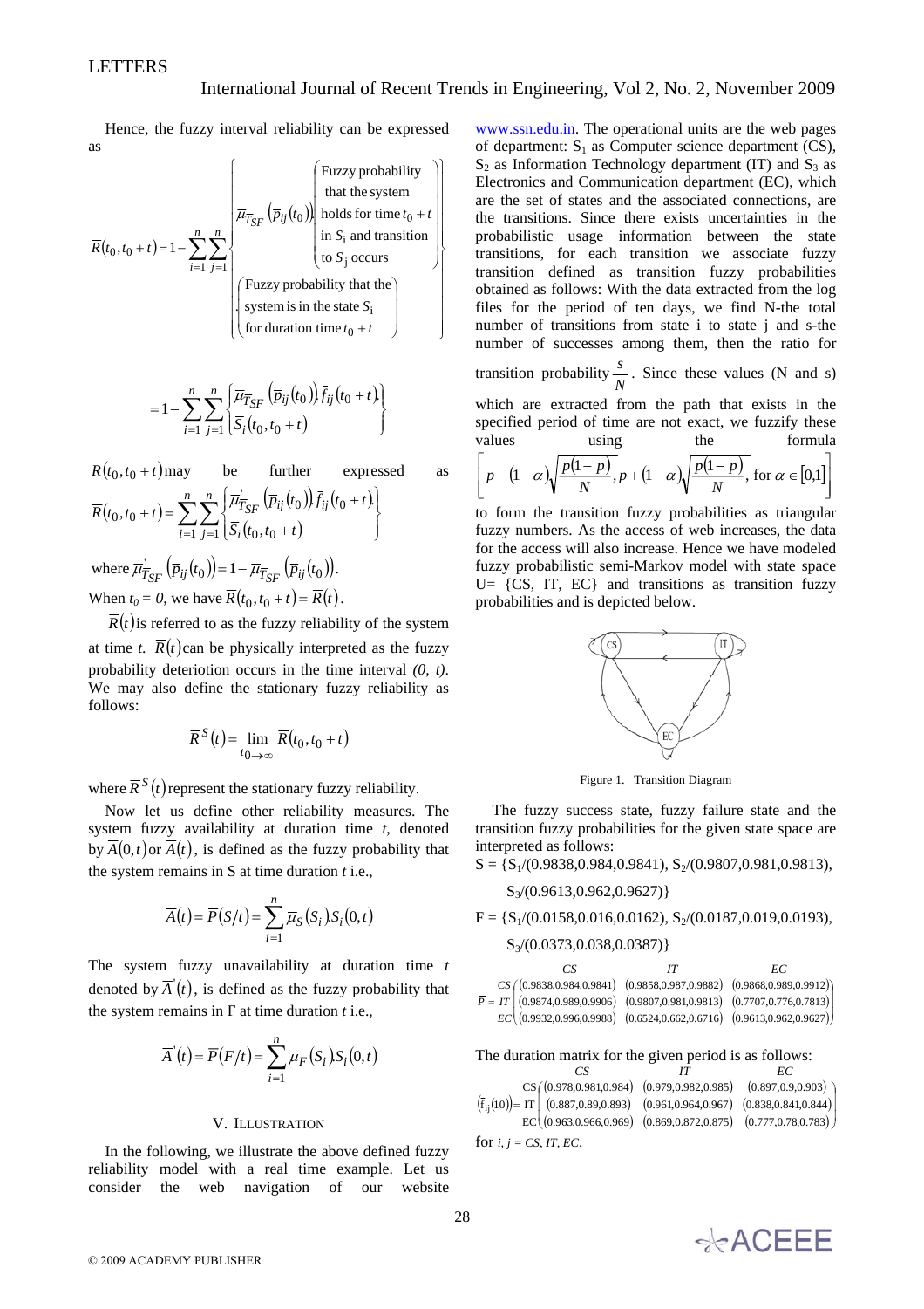Hence, the fuzzy interval reliability can be expressed as

$$\bar{R}(t_0, t_0+t) = 1 - \sum_{i=1}^{n}\sum_{j=1}^{n}\left\{\bar{\mu}_{\bar{T}_{SF}}\left(\bar{p}_{ij}(t_0)\right)\cdot\begin{pmatrix}\text{Fuzzy probability} \\ \text{that the system} \\ \text{holds for time } t_0+t \\ \text{in } S_i \text{ and transition} \\ \text{to } S_j \text{ occurs}\end{pmatrix} \middle/ \begin{pmatrix}\text{Fuzzy probability that the} \\ \text{system is in the state } S_i \\ \text{for duration time } t_0+t\end{pmatrix}\right\}$$

$$= 1 - \sum_{i=1}^{n}\sum_{j=1}^{n}\left\{\frac{\bar{\mu}_{\bar{T}_{SF}}\left(\bar{p}_{ij}(t_0)\right)\bar{f}_{ij}(t_0+t)}{\bar{S}_i(t_0, t_0+t)}\right\}$$

$\bar{R}(t_0, t_0+t)$ may be further expressed as

$$\bar{R}(t_0, t_0+t) = \sum_{i=1}^{n}\sum_{j=1}^{n}\left\{\frac{\bar{\mu}'_{\bar{T}_{SF}}\left(\bar{p}_{ij}(t_0)\right)\bar{f}_{ij}(t_0+t)}{\bar{S}_i(t_0, t_0+t)}\right\}$$

where $\bar{\mu}'_{\bar{T}_{SF}}\left(\bar{p}_{ij}(t_0)\right) = 1 - \bar{\mu}_{\bar{T}_{SF}}\left(\bar{p}_{ij}(t_0)\right)$.

When $t_0 = 0$, we have $\bar{R}(t_0, t_0+t) = \bar{R}(t)$.

$\bar{R}(t)$ is referred to as the fuzzy reliability of the system at time *t*. $\bar{R}(t)$ can be physically interpreted as the fuzzy probability deteriotion occurs in the time interval *(0, t)*. We may also define the stationary fuzzy reliability as follows:

$$\bar{R}^S(t) = \lim_{t_0 \to \infty} \bar{R}(t_0, t_0+t)$$

where $\bar{R}^S(t)$ represent the stationary fuzzy reliability.

Now let us define other reliability measures. The system fuzzy availability at duration time *t*, denoted by $\bar{A}(0,t)$ or $\bar{A}(t)$, is defined as the fuzzy probability that the system remains in S at time duration *t* i.e.,

$$\bar{A}(t) = \bar{P}(S/t) = \sum_{i=1}^{n}\bar{\mu}_S(S_i).S_i(0,t)$$

The system fuzzy unavailability at duration time *t* denoted by $\bar{A}'(t)$, is defined as the fuzzy probability that the system remains in F at time duration *t* i.e.,

$$\bar{A}'(t) = \bar{P}(F/t) = \sum_{i=1}^{n}\bar{\mu}_F(S_i).S_i(0,t)$$

## V. Illustration

In the following, we illustrate the above defined fuzzy reliability model with a real time example. Let us consider the web navigation of our website www.ssn.edu.in. The operational units are the web pages of department: $S_1$ as Computer science department (CS), $S_2$ as Information Technology department (IT) and $S_3$ as Electronics and Communication department (EC), which are the set of states and the associated connections, are the transitions. Since there exists uncertainties in the probabilistic usage information between the state transitions, for each transition we associate fuzzy transition defined as transition fuzzy probabilities obtained as follows: With the data extracted from the log files for the period of ten days, we find N-the total number of transitions from state i to state j and s-the number of successes among them, then the ratio for transition probability $\frac{s}{N}$. Since these values (N and s) which are extracted from the path that exists in the specified period of time are not exact, we fuzzify these values using the formula $\left[p-(1-\alpha)\sqrt{\frac{p(1-p)}{N}},\, p+(1-\alpha)\sqrt{\frac{p(1-p)}{N}},\ \text{for } \alpha \in [0,1]\right]$ to form the transition fuzzy probabilities as triangular fuzzy numbers. As the access of web increases, the data for the access will also increase. Hence we have modeled fuzzy probabilistic semi-Markov model with state space U= {CS, IT, EC} and transitions as transition fuzzy probabilities and is depicted below.

Figure 1. Transition Diagram

The fuzzy success state, fuzzy failure state and the transition fuzzy probabilities for the given state space are interpreted as follows:

S = {$S_1$/(0.9838,0.984,0.9841), $S_2$/(0.9807,0.981,0.9813), $S_3$/(0.9613,0.962,0.9627)}

F = {$S_1$/(0.0158,0.016,0.0162), $S_2$/(0.0187,0.019,0.0193), $S_3$/(0.0373,0.038,0.0387)}

$$\bar{P} = \begin{array}{c} \\ CS \\ IT \\ EC \end{array}\begin{array}{c}\begin{matrix} \quad CS \quad & \quad IT \quad & \quad EC \quad \end{matrix} \\ \begin{pmatrix} (0.9838,0.984,0.9841) & (0.9858,0.987,0.9882) & (0.9868,0.989,0.9912) \\ (0.9874,0.989,0.9906) & (0.9807,0.981,0.9813) & (0.7707,0.776,0.7813) \\ (0.9932,0.996,0.9988) & (0.6524,0.662,0.6716) & (0.9613,0.962,0.9627) \end{pmatrix}\end{array}$$

The duration matrix for the given period is as follows:

$$\left(\bar{f}_{ij}(10)\right) = \begin{array}{c} \\ CS \\ IT \\ EC \end{array}\begin{array}{c}\begin{matrix} \quad CS \quad & \quad IT \quad & \quad EC \quad \end{matrix} \\ \begin{pmatrix} (0.978,0.981,0.984) & (0.979,0.982,0.985) & (0.897,0.9,0.903) \\ (0.887,0.89,0.893) & (0.961,0.964,0.967) & (0.838,0.841,0.844) \\ (0.963,0.966,0.969) & (0.869,0.872,0.875) & (0.777,0.78,0.783) \end{pmatrix}\end{array}$$

for *i, j = CS, IT, EC*.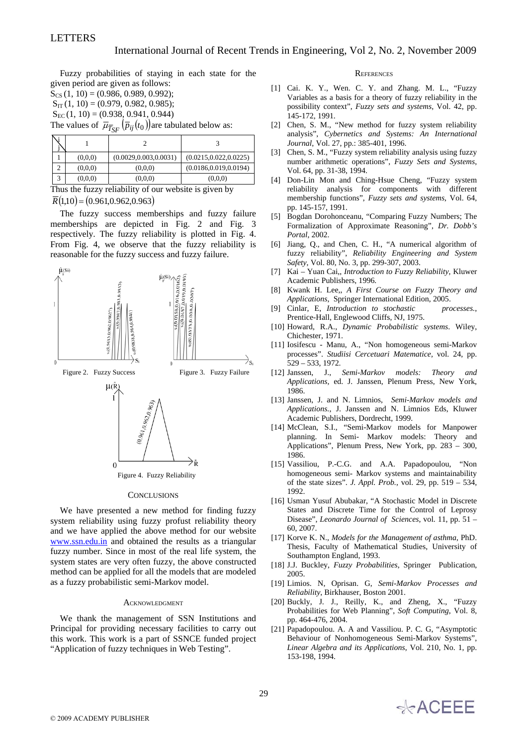Fuzzy probabilities of staying in each state for the given period are given as follows:

$S_{CS}(1, 10) = (0.986, 0.989, 0.992)$;

$S_{IT}(1, 10) = (0.979, 0.982, 0.985)$;

$S_{EC}(1, 10) = (0.938, 0.941, 0.944)$

The values of $\overline{\mu}_{\overline{T}_{SF}}\left(\overline{p}_{ij}(t_0)\right)$ are tabulated below as:

| j \ i | 1 | 2 | 3 |
|---|---|---|---|
| 1 | (0,0,0) | (0.0029,0.003,0.0031) | (0.0215,0.022,0.0225) |
| 2 | (0,0,0) | (0,0,0) | (0.0186,0.019,0.0194) |
| 3 | (0,0,0) | (0,0,0) | (0,0,0) |

Thus the fuzzy reliability of our website is given by

$\overline{R}(1,10) = (0.961, 0.962, 0.963)$

The fuzzy success memberships and fuzzy failure memberships are depicted in Fig. 2 and Fig. 3 respectively. The fuzzy reliability is plotted in Fig. 4. From Fig. 4, we observe that the fuzzy reliability is reasonable for the fuzzy success and fuzzy failure.

$\tilde{\mu}_S(S_i)$

1

0

s1(0.9633,0.962,0.9637)

s2(0.9867,0.981,0.9813)

s3(0.9838,0.984,0.9841)

$S_i$

Figure 2. Fuzzy Success

$\tilde{\mu}_F(S_i)$

1

0

s1(0.0158,0.0162,0.0193)

s2(0.0187,0.019,0.0193)

s3(0.0373,0.038,0.0387)

$S_i$

Figure 3. Fuzzy Failure

$\mu(\tilde{R})$

1

0

(0.961,0.962,0.963)

$\tilde{R}$

Figure 4. Fuzzy Reliability

## Conclusions

We have presented a new method for finding fuzzy system reliability using fuzzy profust reliability theory and we have applied the above method for our website www.ssn.edu.in and obtained the results as a triangular fuzzy number. Since in most of the real life system, the system states are very often fuzzy, the above constructed method can be applied for all the models that are modeled as a fuzzy probabilistic semi-Markov model.

## Acknowledgment

We thank the management of SSN Institutions and Principal for providing necessary facilities to carry out this work. This work is a part of SSNCE funded project "Application of fuzzy techniques in Web Testing".

## References

[1] Cai. K. Y., Wen. C. Y. and Zhang. M. L., "Fuzzy Variables as a basis for a theory of fuzzy reliability in the possibility context", *Fuzzy sets and systems*, Vol. 42, pp. 145-172, 1991.

[2] Chen, S. M., "New method for fuzzy system reliability analysis", *Cybernetics and Systems: An International Journal*, Vol. 27, pp.: 385-401, 1996.

[3] Chen, S. M., "Fuzzy system reliability analysis using fuzzy number arithmetic operations", *Fuzzy Sets and Systems*, Vol. 64, pp. 31-38, 1994.

[4] Don-Lin Mon and Ching-Hsue Cheng, "Fuzzy system reliability analysis for components with different membership functions", *Fuzzy sets and systems*, Vol. 64, pp. 145-157, 1991.

[5] Bogdan Dorohonceanu, "Comparing Fuzzy Numbers; The Formalization of Approximate Reasoning", *Dr. Dobb's Portal*, 2002.

[6] Jiang, Q., and Chen, C. H., "A numerical algorithm of fuzzy reliability", *Reliability Engineering and System Safety*, Vol. 80, No. 3, pp. 299-307, 2003.

[7] Kai – Yuan Cai,, *Introduction to Fuzzy Reliability*, Kluwer Academic Publishers, 1996.

[8] Kwank H. Lee,, *A First Course on Fuzzy Theory and Applications*, Springer International Edition, 2005.

[9] Cinlar, E, *Introduction to stochastic processes.*, Prentice-Hall, Englewood Cliffs, NJ, 1975.

[10] Howard, R.A., *Dynamic Probabilistic systems*. Wiley, Chichester, 1971.

[11] Iosifescu - Manu, A., "Non homogeneous semi-Markov processes". *Studiisi Cercetuari Matematice*, vol. 24, pp. 529 – 533, 1972.

[12] Janssen, J., *Semi-Markov models: Theory and Applications*, ed. J. Janssen, Plenum Press, New York, 1986.

[13] Janssen, J. and N. Limnios, *Semi-Markov models and Applications.*, J. Janssen and N. Limnios Eds, Kluwer Academic Publishers, Dordrecht, 1999.

[14] McClean, S.I., "Semi-Markov models for Manpower planning. In Semi- Markov models: Theory and Applications", Plenum Press, New York, pp. 283 – 300, 1986.

[15] Vassiliou, P.-C.G. and A.A. Papadopoulou, "Non homogeneous semi- Markov systems and maintainability of the state sizes". *J. Appl. Prob.*, vol. 29, pp. 519 – 534, 1992.

[16] Usman Yusuf Abubakar, "A Stochastic Model in Discrete States and Discrete Time for the Control of Leprosy Disease", *Leonardo Journal of Sciences*, vol. 11, pp. 51 – 60, 2007.

[17] Korve K. N., *Models for the Management of asthma*, PhD. Thesis, Faculty of Mathematical Studies, University of Southampton England, 1993.

[18] J.J. Buckley, *Fuzzy Probabilities*, Springer Publication, 2005.

[19] Limios. N, Oprisan. G, *Semi-Markov Processes and Reliability*, Birkhauser, Boston 2001.

[20] Buckly, J. J., Reilly, K., and Zheng, X., "Fuzzy Probabilities for Web Planning", *Soft Computing*, Vol. 8, pp. 464-476, 2004.

[21] Papadopoulou. A. A and Vassiliou. P. C. G, "Asymptotic Behaviour of Nonhomogeneous Semi-Markov Systems", *Linear Algebra and its Applications*, Vol. 210, No. 1, pp. 153-198, 1994.